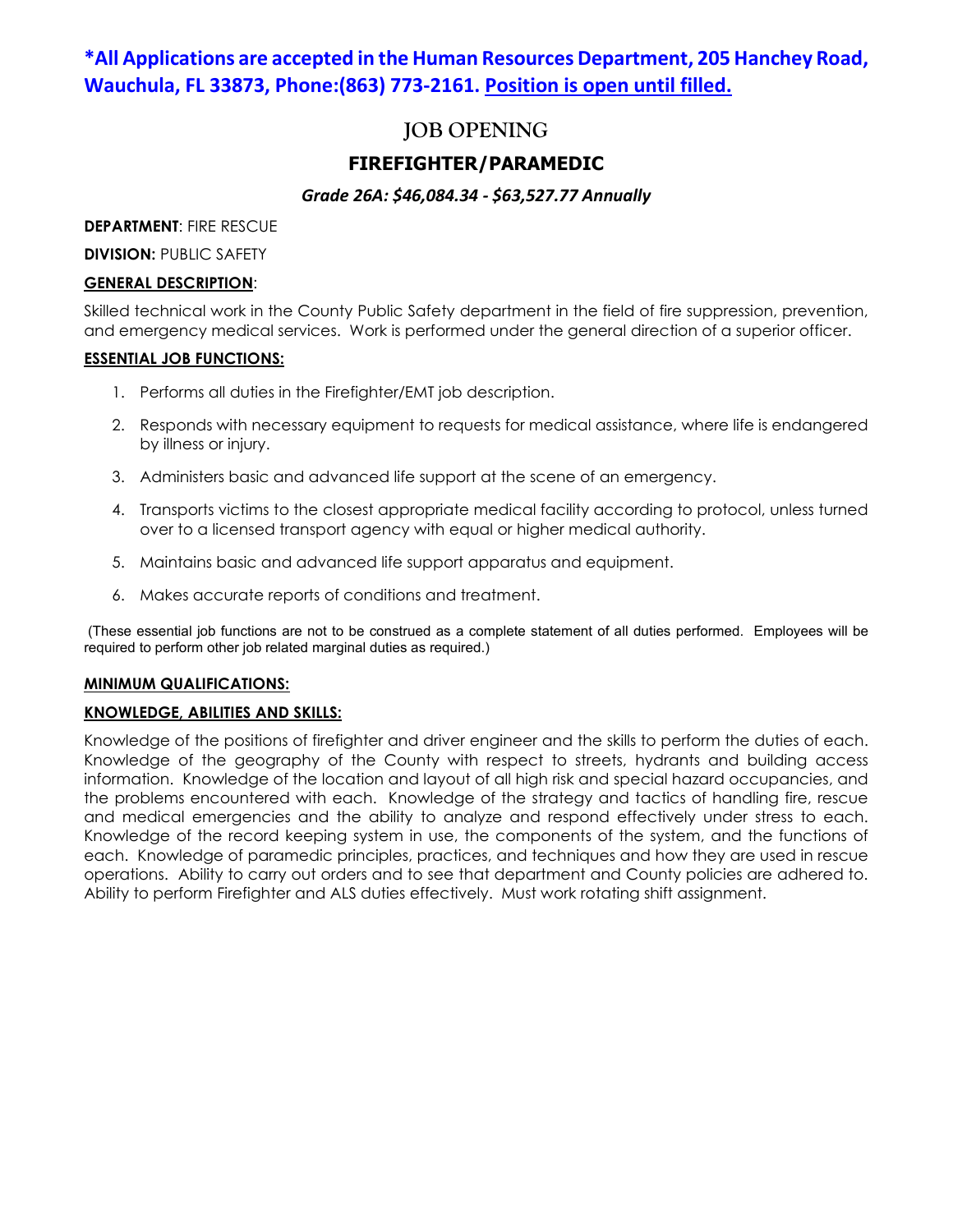**\*All Applications are accepted in the Human Resources Department, 205 Hanchey Road, Wauchula, FL 33873, Phone:(863) 773-2161. Position is open until filled.**

# JOB OPENING

## FIREFIGHTER/PARAMEDIC

***Grade 26A: $46,084.34 - $63,527.77 Annually***

**DEPARTMENT**: FIRE RESCUE

**DIVISION:** PUBLIC SAFETY

**GENERAL DESCRIPTION**:

Skilled technical work in the County Public Safety department in the field of fire suppression, prevention, and emergency medical services. Work is performed under the general direction of a superior officer.

**ESSENTIAL JOB FUNCTIONS:**

1. Performs all duties in the Firefighter/EMT job description.
2. Responds with necessary equipment to requests for medical assistance, where life is endangered by illness or injury.
3. Administers basic and advanced life support at the scene of an emergency.
4. Transports victims to the closest appropriate medical facility according to protocol, unless turned over to a licensed transport agency with equal or higher medical authority.
5. Maintains basic and advanced life support apparatus and equipment.
6. Makes accurate reports of conditions and treatment.

(These essential job functions are not to be construed as a complete statement of all duties performed. Employees will be required to perform other job related marginal duties as required.)

**MINIMUM QUALIFICATIONS:**

**KNOWLEDGE, ABILITIES AND SKILLS:**

Knowledge of the positions of firefighter and driver engineer and the skills to perform the duties of each. Knowledge of the geography of the County with respect to streets, hydrants and building access information. Knowledge of the location and layout of all high risk and special hazard occupancies, and the problems encountered with each. Knowledge of the strategy and tactics of handling fire, rescue and medical emergencies and the ability to analyze and respond effectively under stress to each. Knowledge of the record keeping system in use, the components of the system, and the functions of each. Knowledge of paramedic principles, practices, and techniques and how they are used in rescue operations. Ability to carry out orders and to see that department and County policies are adhered to. Ability to perform Firefighter and ALS duties effectively. Must work rotating shift assignment.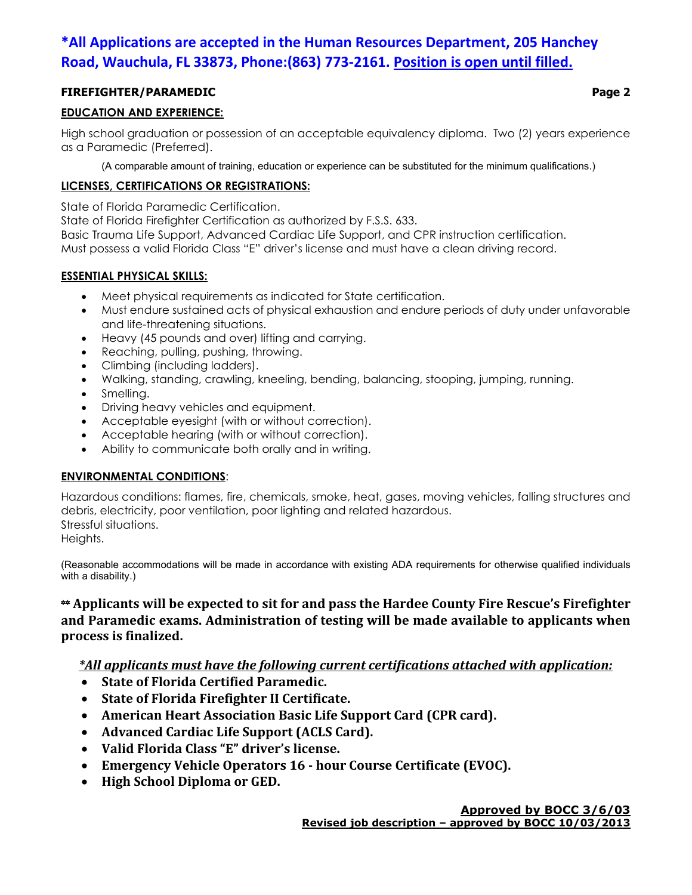**\*All Applications are accepted in the Human Resources Department, 205 Hanchey Road, Wauchula, FL 33873, Phone:(863) 773-2161. Position is open until filled.**

**FIREFIGHTER/PARAMEDIC** **Page 2**

**EDUCATION AND EXPERIENCE:**

High school graduation or possession of an acceptable equivalency diploma. Two (2) years experience as a Paramedic (Preferred).

(A comparable amount of training, education or experience can be substituted for the minimum qualifications.)

**LICENSES, CERTIFICATIONS OR REGISTRATIONS:**

State of Florida Paramedic Certification.
State of Florida Firefighter Certification as authorized by F.S.S. 633.
Basic Trauma Life Support, Advanced Cardiac Life Support, and CPR instruction certification.
Must possess a valid Florida Class "E" driver's license and must have a clean driving record.

**ESSENTIAL PHYSICAL SKILLS:**

- Meet physical requirements as indicated for State certification.
- Must endure sustained acts of physical exhaustion and endure periods of duty under unfavorable and life-threatening situations.
- Heavy (45 pounds and over) lifting and carrying.
- Reaching, pulling, pushing, throwing.
- Climbing (including ladders).
- Walking, standing, crawling, kneeling, bending, balancing, stooping, jumping, running.
- Smelling.
- Driving heavy vehicles and equipment.
- Acceptable eyesight (with or without correction).
- Acceptable hearing (with or without correction).
- Ability to communicate both orally and in writing.

**ENVIRONMENTAL CONDITIONS**:

Hazardous conditions: flames, fire, chemicals, smoke, heat, gases, moving vehicles, falling structures and debris, electricity, poor ventilation, poor lighting and related hazardous.
Stressful situations.
Heights.

(Reasonable accommodations will be made in accordance with existing ADA requirements for otherwise qualified individuals with a disability.)

**\*\* Applicants will be expected to sit for and pass the Hardee County Fire Rescue's Firefighter and Paramedic exams. Administration of testing will be made available to applicants when process is finalized.**

***\*All applicants must have the following current certifications attached with application:***

- **State of Florida Certified Paramedic.**
- **State of Florida Firefighter II Certificate.**
- **American Heart Association Basic Life Support Card (CPR card).**
- **Advanced Cardiac Life Support (ACLS Card).**
- **Valid Florida Class "E" driver's license.**
- **Emergency Vehicle Operators 16 - hour Course Certificate (EVOC).**
- **High School Diploma or GED.**

**Approved by BOCC 3/6/03**
**Revised job description – approved by BOCC 10/03/2013**